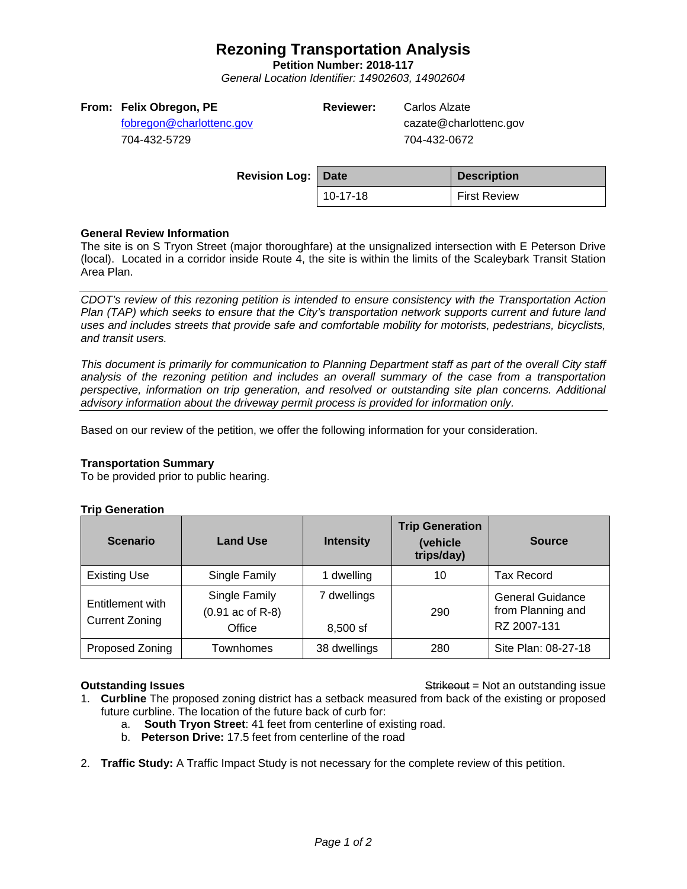# Rezoning Transportation Analysis

**Petition Number: 2018-117**

*General Location Identifier: 14902603, 14902604*

**From: Felix Obregon, PE**
fobregon@charlottenc.gov
704-432-5729

**Reviewer:** Carlos Alzate
cazate@charlottenc.gov
704-432-0672

**Revision Log:**

| Date | Description |
|---|---|
| 10-17-18 | First Review |

### General Review Information

The site is on S Tryon Street (major thoroughfare) at the unsignalized intersection with E Peterson Drive (local). Located in a corridor inside Route 4, the site is within the limits of the Scaleybark Transit Station Area Plan.

*CDOT's review of this rezoning petition is intended to ensure consistency with the Transportation Action Plan (TAP) which seeks to ensure that the City's transportation network supports current and future land uses and includes streets that provide safe and comfortable mobility for motorists, pedestrians, bicyclists, and transit users.*

*This document is primarily for communication to Planning Department staff as part of the overall City staff analysis of the rezoning petition and includes an overall summary of the case from a transportation perspective, information on trip generation, and resolved or outstanding site plan concerns. Additional advisory information about the driveway permit process is provided for information only.*

Based on our review of the petition, we offer the following information for your consideration.

### Transportation Summary

To be provided prior to public hearing.

### Trip Generation

| Scenario | Land Use | Intensity | Trip Generation (vehicle trips/day) | Source |
|---|---|---|---|---|
| Existing Use | Single Family | 1 dwelling | 10 | Tax Record |
| Entitlement with Current Zoning | Single Family (0.91 ac of R-8)<br>Office | 7 dwellings<br>8,500 sf | 290 | General Guidance from Planning and RZ 2007-131 |
| Proposed Zoning | Townhomes | 38 dwellings | 280 | Site Plan: 08-27-18 |

### Outstanding Issues

~~Strikeout~~ = Not an outstanding issue

1. **Curbline** The proposed zoning district has a setback measured from back of the existing or proposed future curbline. The location of the future back of curb for:
   a. **South Tryon Street**: 41 feet from centerline of existing road.
   b. **Peterson Drive:** 17.5 feet from centerline of the road

2. **Traffic Study:** A Traffic Impact Study is not necessary for the complete review of this petition.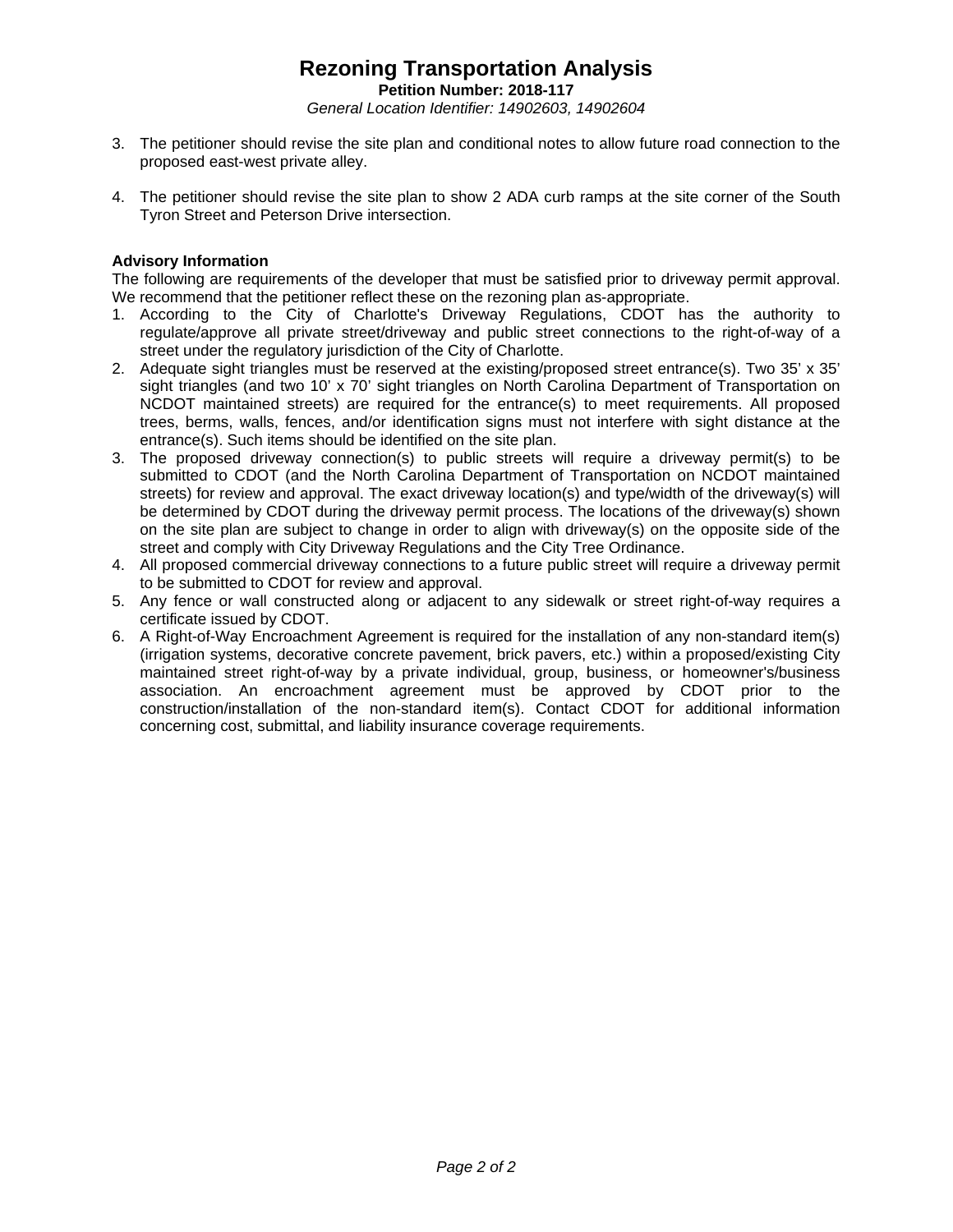# Rezoning Transportation Analysis

**Petition Number: 2018-117**

*General Location Identifier: 14902603, 14902604*

3. The petitioner should revise the site plan and conditional notes to allow future road connection to the proposed east-west private alley.

4. The petitioner should revise the site plan to show 2 ADA curb ramps at the site corner of the South Tyron Street and Peterson Drive intersection.

**Advisory Information**

The following are requirements of the developer that must be satisfied prior to driveway permit approval. We recommend that the petitioner reflect these on the rezoning plan as-appropriate.

1. According to the City of Charlotte's Driveway Regulations, CDOT has the authority to regulate/approve all private street/driveway and public street connections to the right-of-way of a street under the regulatory jurisdiction of the City of Charlotte.
2. Adequate sight triangles must be reserved at the existing/proposed street entrance(s). Two 35' x 35' sight triangles (and two 10' x 70' sight triangles on North Carolina Department of Transportation on NCDOT maintained streets) are required for the entrance(s) to meet requirements. All proposed trees, berms, walls, fences, and/or identification signs must not interfere with sight distance at the entrance(s). Such items should be identified on the site plan.
3. The proposed driveway connection(s) to public streets will require a driveway permit(s) to be submitted to CDOT (and the North Carolina Department of Transportation on NCDOT maintained streets) for review and approval. The exact driveway location(s) and type/width of the driveway(s) will be determined by CDOT during the driveway permit process. The locations of the driveway(s) shown on the site plan are subject to change in order to align with driveway(s) on the opposite side of the street and comply with City Driveway Regulations and the City Tree Ordinance.
4. All proposed commercial driveway connections to a future public street will require a driveway permit to be submitted to CDOT for review and approval.
5. Any fence or wall constructed along or adjacent to any sidewalk or street right-of-way requires a certificate issued by CDOT.
6. A Right-of-Way Encroachment Agreement is required for the installation of any non-standard item(s) (irrigation systems, decorative concrete pavement, brick pavers, etc.) within a proposed/existing City maintained street right-of-way by a private individual, group, business, or homeowner's/business association. An encroachment agreement must be approved by CDOT prior to the construction/installation of the non-standard item(s). Contact CDOT for additional information concerning cost, submittal, and liability insurance coverage requirements.